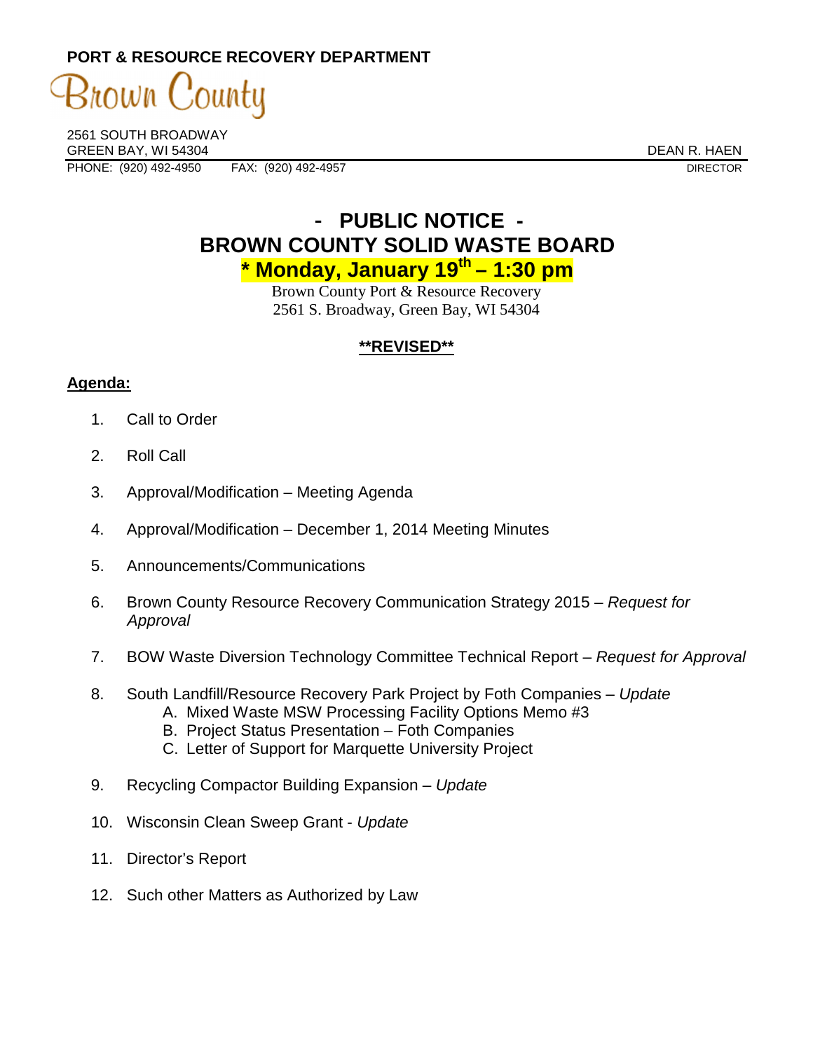PORT & RESOURCE RECOVERY DEPARTMENT

Brown County

2561 SOUTH BROADWAY
GREEN BAY, WI 54304 DEAN R. HAEN
PHONE: (920) 492-4950 FAX: (920) 492-4957 DIRECTOR

# - PUBLIC NOTICE -
# BROWN COUNTY SOLID WASTE BOARD
## * Monday, January 19th – 1:30 pm

Brown County Port & Resource Recovery
2561 S. Broadway, Green Bay, WI 54304

**\*\*REVISED\*\***

**Agenda:**

1. Call to Order
2. Roll Call
3. Approval/Modification – Meeting Agenda
4. Approval/Modification – December 1, 2014 Meeting Minutes
5. Announcements/Communications
6. Brown County Resource Recovery Communication Strategy 2015 – *Request for Approval*
7. BOW Waste Diversion Technology Committee Technical Report – *Request for Approval*
8. South Landfill/Resource Recovery Park Project by Foth Companies – *Update*
   A. Mixed Waste MSW Processing Facility Options Memo #3
   B. Project Status Presentation – Foth Companies
   C. Letter of Support for Marquette University Project
9. Recycling Compactor Building Expansion – *Update*
10. Wisconsin Clean Sweep Grant - *Update*
11. Director's Report
12. Such other Matters as Authorized by Law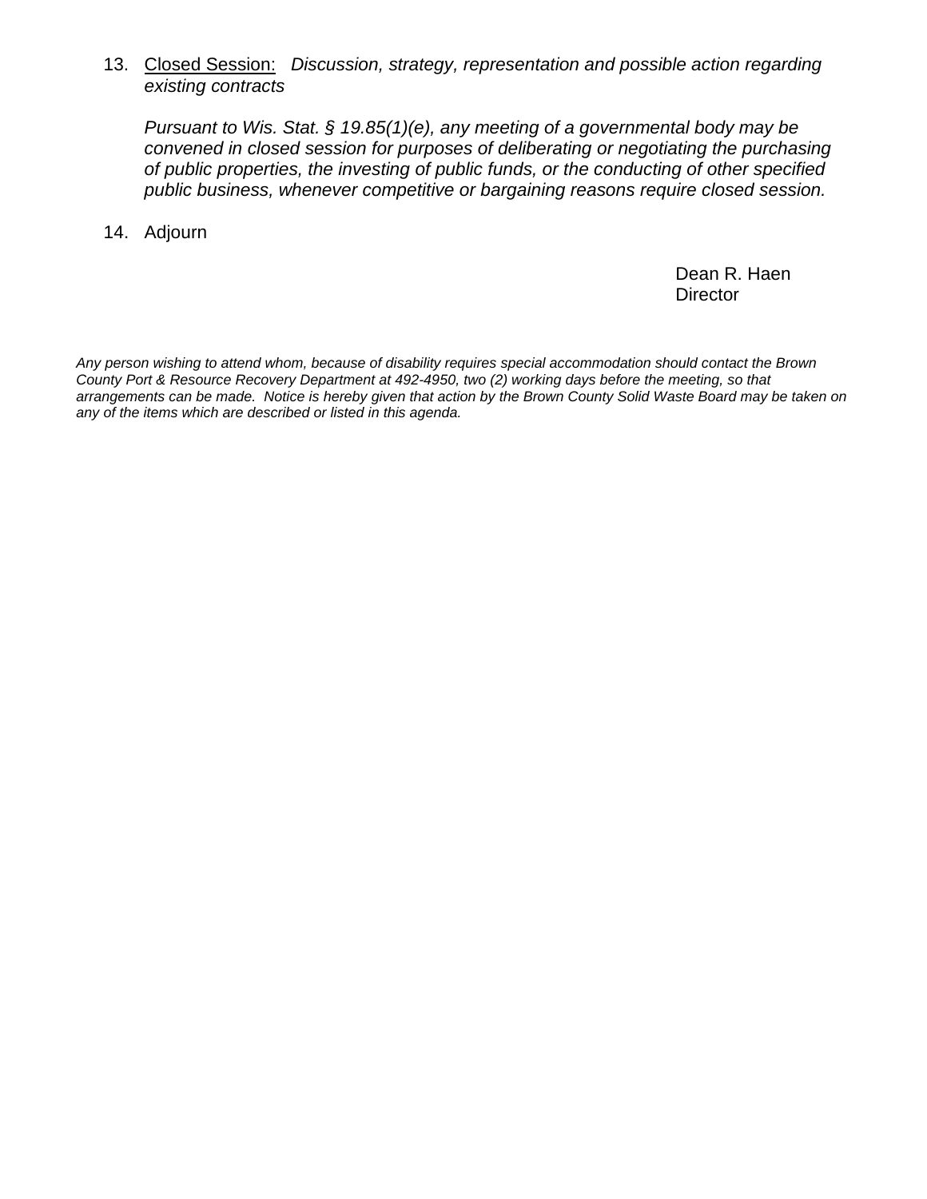13. <u>Closed Session:</u> *Discussion, strategy, representation and possible action regarding existing contracts*

    *Pursuant to Wis. Stat. § 19.85(1)(e), any meeting of a governmental body may be convened in closed session for purposes of deliberating or negotiating the purchasing of public properties, the investing of public funds, or the conducting of other specified public business, whenever competitive or bargaining reasons require closed session.*

14. Adjourn

Dean R. Haen
Director

*Any person wishing to attend whom, because of disability requires special accommodation should contact the Brown County Port & Resource Recovery Department at 492-4950, two (2) working days before the meeting, so that arrangements can be made. Notice is hereby given that action by the Brown County Solid Waste Board may be taken on any of the items which are described or listed in this agenda.*